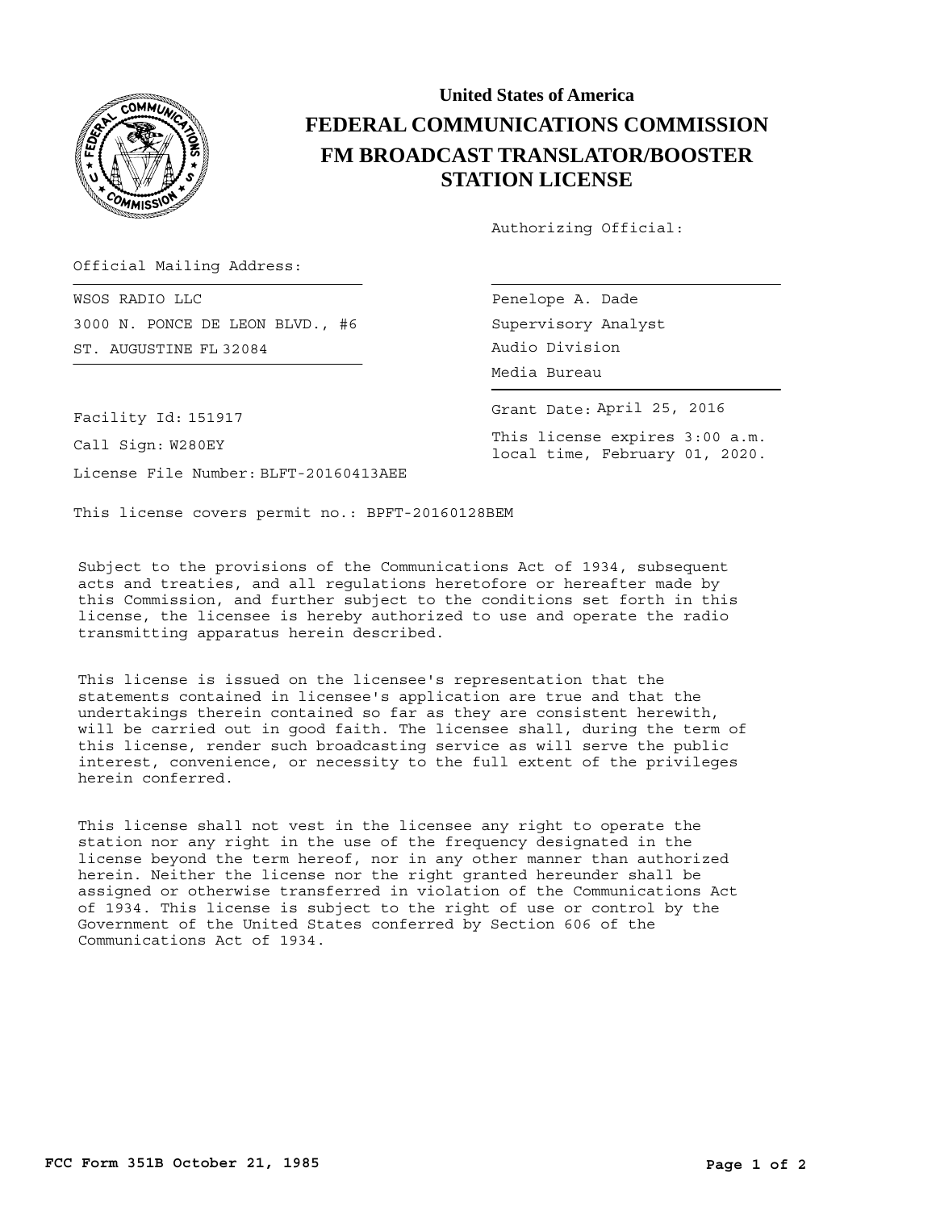# United States of America

# FEDERAL COMMUNICATIONS COMMISSION

## FM BROADCAST TRANSLATOR/BOOSTER STATION LICENSE

Authorizing Official:

Official Mailing Address:

WSOS RADIO LLC
3000 N. PONCE DE LEON BLVD., #6
ST. AUGUSTINE FL 32084

Penelope A. Dade
Supervisory Analyst
Audio Division
Media Bureau

Grant Date: April 25, 2016

This license expires 3:00 a.m. local time, February 01, 2020.

Facility Id: 151917

Call Sign: W280EY

License File Number: BLFT-20160413AEE

This license covers permit no.: BPFT-20160128BEM

Subject to the provisions of the Communications Act of 1934, subsequent acts and treaties, and all regulations heretofore or hereafter made by this Commission, and further subject to the conditions set forth in this license, the licensee is hereby authorized to use and operate the radio transmitting apparatus herein described.

This license is issued on the licensee's representation that the statements contained in licensee's application are true and that the undertakings therein contained so far as they are consistent herewith, will be carried out in good faith. The licensee shall, during the term of this license, render such broadcasting service as will serve the public interest, convenience, or necessity to the full extent of the privileges herein conferred.

This license shall not vest in the licensee any right to operate the station nor any right in the use of the frequency designated in the license beyond the term hereof, nor in any other manner than authorized herein. Neither the license nor the right granted hereunder shall be assigned or otherwise transferred in violation of the Communications Act of 1934. This license is subject to the right of use or control by the Government of the United States conferred by Section 606 of the Communications Act of 1934.

FCC Form 351B October 21, 1985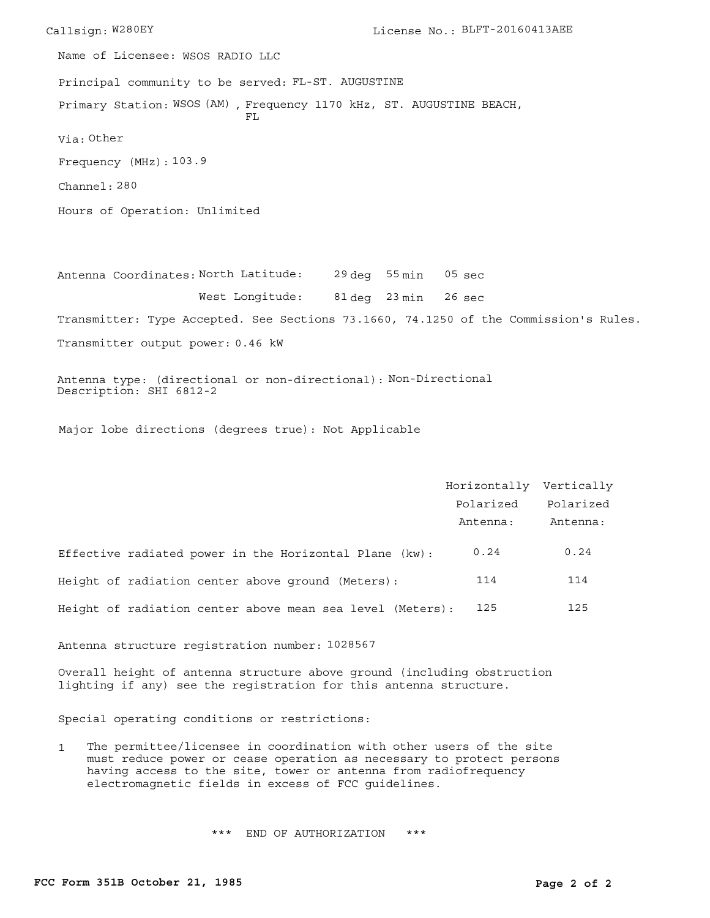Callsign: W280EY License No.: BLFT-20160413AEE

Name of Licensee: WSOS RADIO LLC

Principal community to be served: FL-ST. AUGUSTINE

Primary Station: WSOS (AM) , Frequency 1170 kHz, ST. AUGUSTINE BEACH, FL

Via: Other

Frequency (MHz): 103.9

Channel: 280

Hours of Operation: Unlimited

Antenna Coordinates: North Latitude: 29 deg 55 min 05 sec

West Longitude: 81 deg 23 min 26 sec

Transmitter: Type Accepted. See Sections 73.1660, 74.1250 of the Commission's Rules.

Transmitter output power: 0.46 kW

Antenna type: (directional or non-directional): Non-Directional
Description: SHI 6812-2

Major lobe directions (degrees true): Not Applicable

| | Horizontally Polarized Antenna: | Vertically Polarized Antenna: |
|---|---|---|
| Effective radiated power in the Horizontal Plane (kw): | 0.24 | 0.24 |
| Height of radiation center above ground (Meters): | 114 | 114 |
| Height of radiation center above mean sea level (Meters): | 125 | 125 |

Antenna structure registration number: 1028567

Overall height of antenna structure above ground (including obstruction lighting if any) see the registration for this antenna structure.

Special operating conditions or restrictions:

1 The permittee/licensee in coordination with other users of the site must reduce power or cease operation as necessary to protect persons having access to the site, tower or antenna from radiofrequency electromagnetic fields in excess of FCC guidelines.

*** END OF AUTHORIZATION ***

FCC Form 351B October 21, 1985